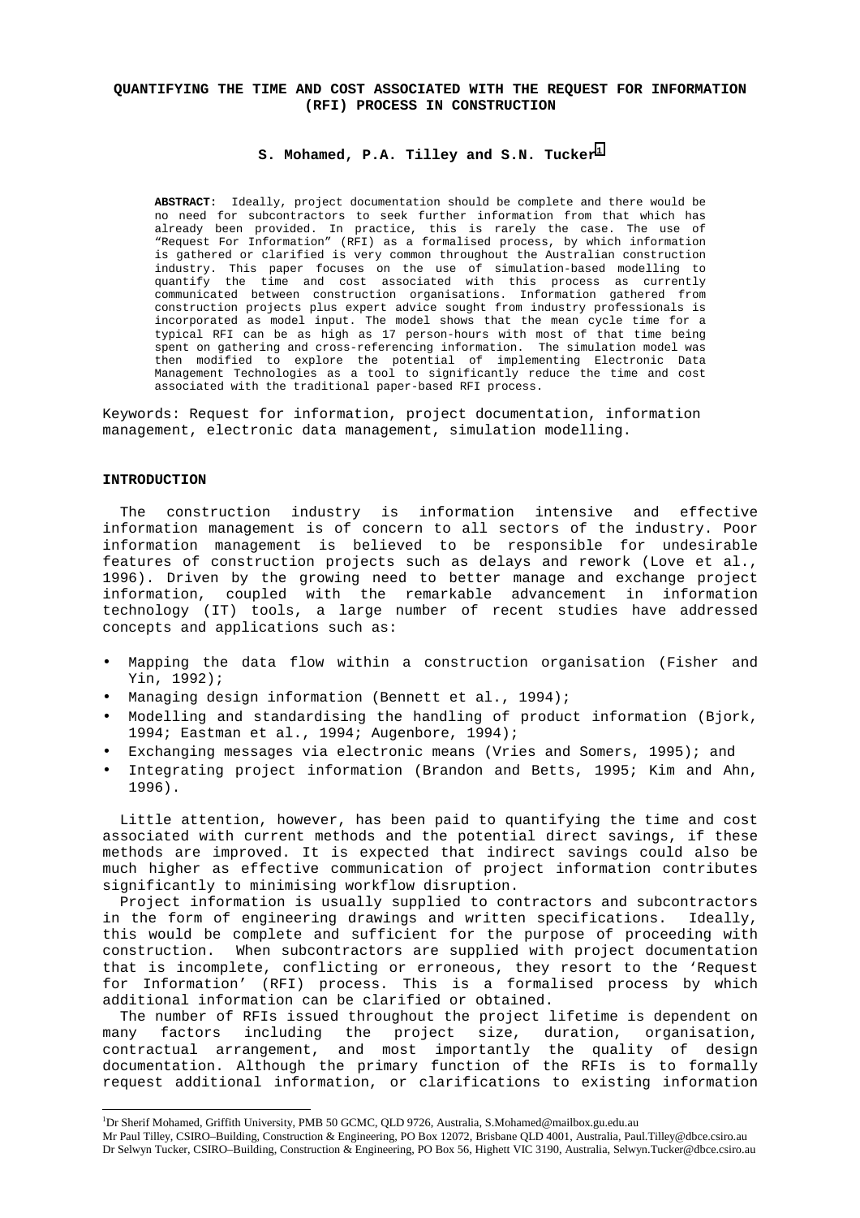# QUANTIFYING THE TIME AND COST ASSOCIATED WITH THE REQUEST FOR INFORMATION (RFI) PROCESS IN CONSTRUCTION

**S. Mohamed, P.A. Tilley and S.N. Tucker**[1]

**ABSTRACT:** Ideally, project documentation should be complete and there would be no need for subcontractors to seek further information from that which has already been provided. In practice, this is rarely the case. The use of "Request For Information" (RFI) as a formalised process, by which information is gathered or clarified is very common throughout the Australian construction industry. This paper focuses on the use of simulation-based modelling to quantify the time and cost associated with this process as currently communicated between construction organisations. Information gathered from construction projects plus expert advice sought from industry professionals is incorporated as model input. The model shows that the mean cycle time for a typical RFI can be as high as 17 person-hours with most of that time being spent on gathering and cross-referencing information. The simulation model was then modified to explore the potential of implementing Electronic Data Management Technologies as a tool to significantly reduce the time and cost associated with the traditional paper-based RFI process.

Keywords: Request for information, project documentation, information management, electronic data management, simulation modelling.

## INTRODUCTION

The construction industry is information intensive and effective information management is of concern to all sectors of the industry. Poor information management is believed to be responsible for undesirable features of construction projects such as delays and rework (Love et al., 1996). Driven by the growing need to better manage and exchange project information, coupled with the remarkable advancement in information technology (IT) tools, a large number of recent studies have addressed concepts and applications such as:

- Mapping the data flow within a construction organisation (Fisher and Yin, 1992);
- Managing design information (Bennett et al., 1994);
- Modelling and standardising the handling of product information (Bjork, 1994; Eastman et al., 1994; Augenbore, 1994);
- Exchanging messages via electronic means (Vries and Somers, 1995); and
- Integrating project information (Brandon and Betts, 1995; Kim and Ahn, 1996).

Little attention, however, has been paid to quantifying the time and cost associated with current methods and the potential direct savings, if these methods are improved. It is expected that indirect savings could also be much higher as effective communication of project information contributes significantly to minimising workflow disruption.

Project information is usually supplied to contractors and subcontractors in the form of engineering drawings and written specifications. Ideally, this would be complete and sufficient for the purpose of proceeding with construction. When subcontractors are supplied with project documentation that is incomplete, conflicting or erroneous, they resort to the 'Request for Information' (RFI) process. This is a formalised process by which additional information can be clarified or obtained.

The number of RFIs issued throughout the project lifetime is dependent on many factors including the project size, duration, organisation, contractual arrangement, and most importantly the quality of design documentation. Although the primary function of the RFIs is to formally request additional information, or clarifications to existing information

---

[1]Dr Sherif Mohamed, Griffith University, PMB 50 GCMC, QLD 9726, Australia, S.Mohamed@mailbox.gu.edu.au
Mr Paul Tilley, CSIRO–Building, Construction & Engineering, PO Box 12072, Brisbane QLD 4001, Australia, Paul.Tilley@dbce.csiro.au
Dr Selwyn Tucker, CSIRO–Building, Construction & Engineering, PO Box 56, Highett VIC 3190, Australia, Selwyn.Tucker@dbce.csiro.au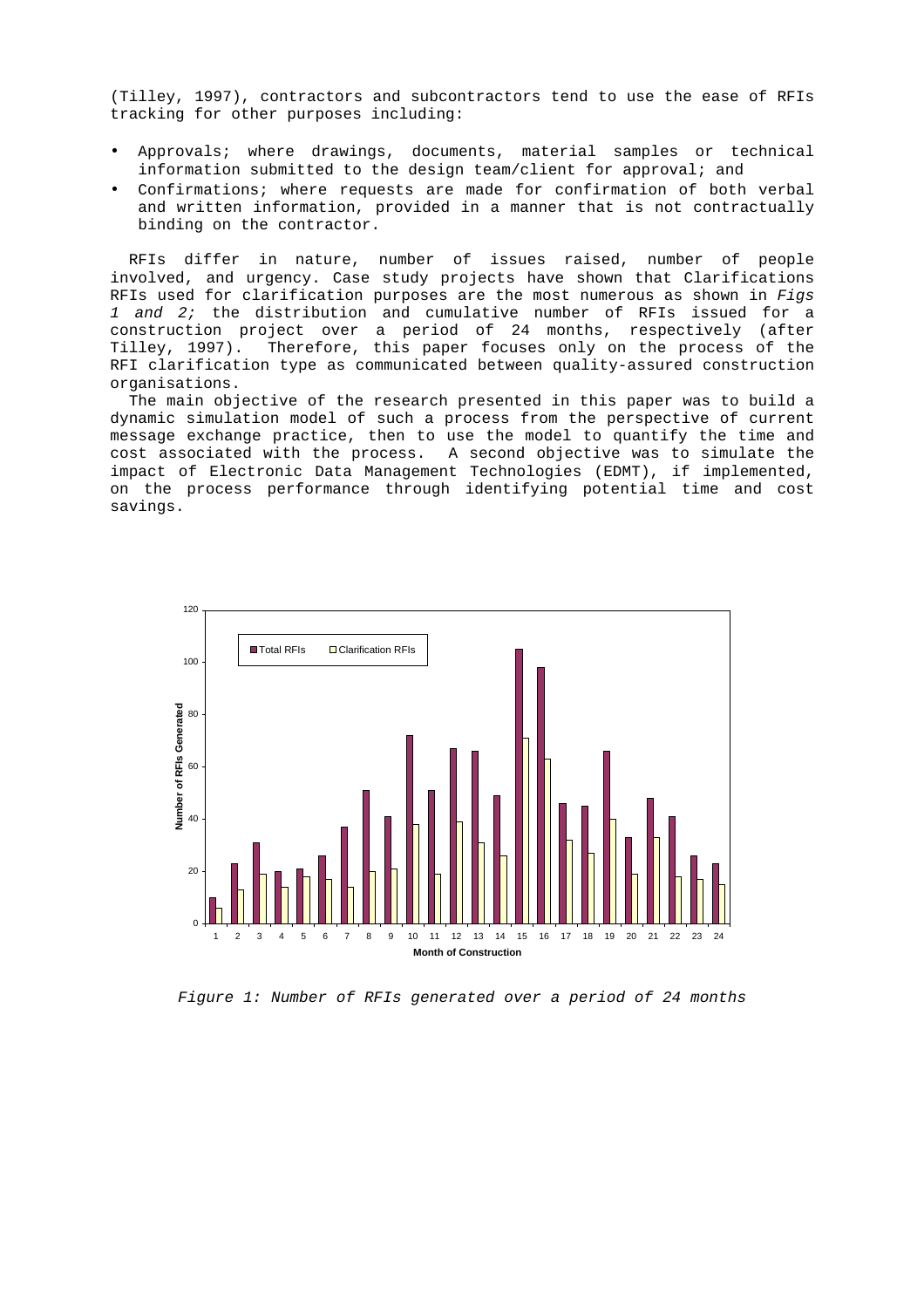(Tilley, 1997), contractors and subcontractors tend to use the ease of RFIs tracking for other purposes including:

- Approvals; where drawings, documents, material samples or technical information submitted to the design team/client for approval; and
- Confirmations; where requests are made for confirmation of both verbal and written information, provided in a manner that is not contractually binding on the contractor.

RFIs differ in nature, number of issues raised, number of people involved, and urgency. Case study projects have shown that Clarifications RFIs used for clarification purposes are the most numerous as shown in *Figs 1 and 2;* the distribution and cumulative number of RFIs issued for a construction project over a period of 24 months, respectively (after Tilley, 1997). Therefore, this paper focuses only on the process of the RFI clarification type as communicated between quality-assured construction organisations.

The main objective of the research presented in this paper was to build a dynamic simulation model of such a process from the perspective of current message exchange practice, then to use the model to quantify the time and cost associated with the process. A second objective was to simulate the impact of Electronic Data Management Technologies (EDMT), if implemented, on the process performance through identifying potential time and cost savings.

*Figure 1: Number of RFIs generated over a period of 24 months*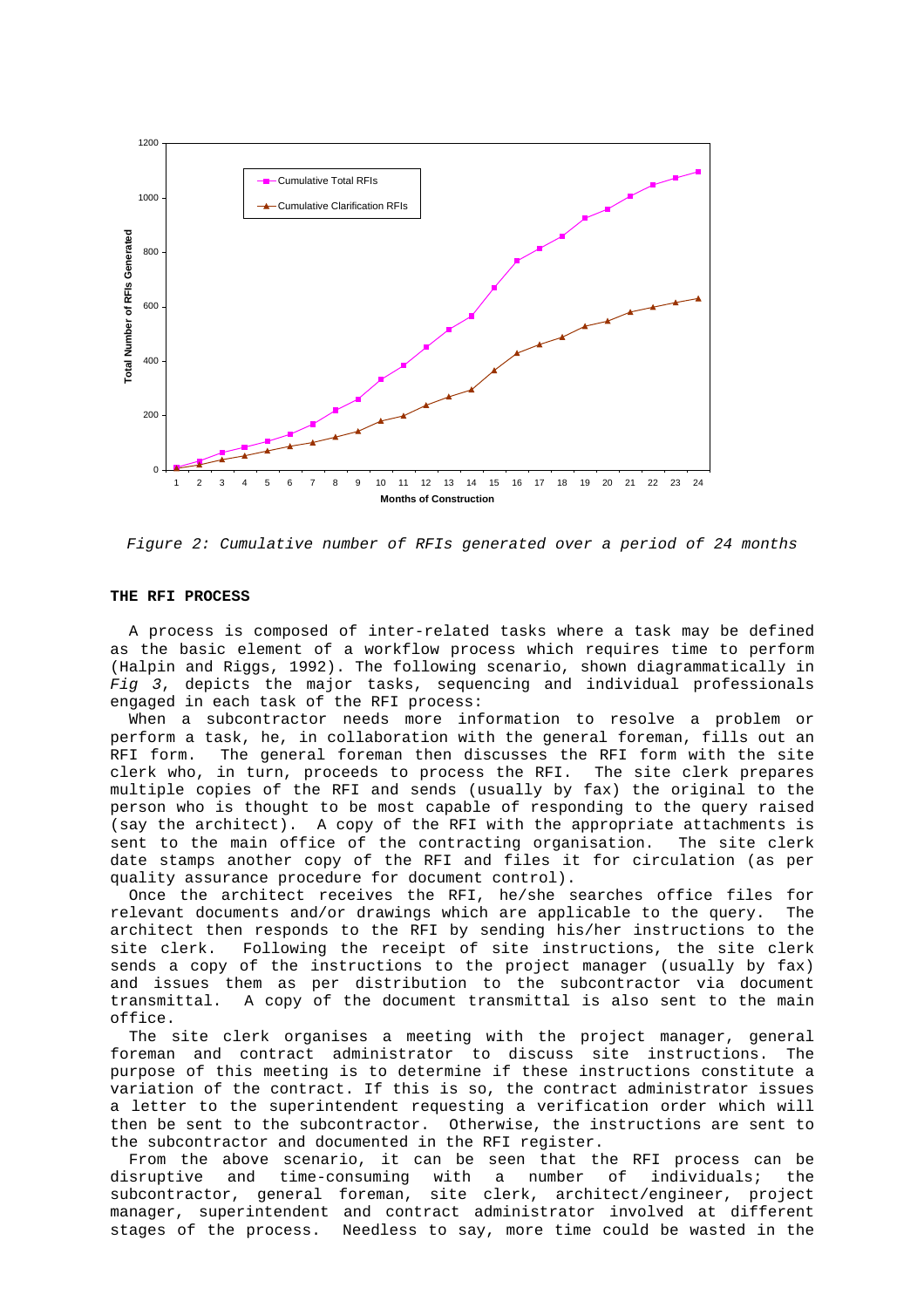*Figure 2: Cumulative number of RFIs generated over a period of 24 months*

**THE RFI PROCESS**

A process is composed of inter-related tasks where a task may be defined as the basic element of a workflow process which requires time to perform (Halpin and Riggs, 1992). The following scenario, shown diagrammatically in *Fig 3*, depicts the major tasks, sequencing and individual professionals engaged in each task of the RFI process:

When a subcontractor needs more information to resolve a problem or perform a task, he, in collaboration with the general foreman, fills out an RFI form. The general foreman then discusses the RFI form with the site clerk who, in turn, proceeds to process the RFI. The site clerk prepares multiple copies of the RFI and sends (usually by fax) the original to the person who is thought to be most capable of responding to the query raised (say the architect). A copy of the RFI with the appropriate attachments is sent to the main office of the contracting organisation. The site clerk date stamps another copy of the RFI and files it for circulation (as per quality assurance procedure for document control).

Once the architect receives the RFI, he/she searches office files for relevant documents and/or drawings which are applicable to the query. The architect then responds to the RFI by sending his/her instructions to the site clerk. Following the receipt of site instructions, the site clerk sends a copy of the instructions to the project manager (usually by fax) and issues them as per distribution to the subcontractor via document transmittal. A copy of the document transmittal is also sent to the main office.

The site clerk organises a meeting with the project manager, general foreman and contract administrator to discuss site instructions. The purpose of this meeting is to determine if these instructions constitute a variation of the contract. If this is so, the contract administrator issues a letter to the superintendent requesting a verification order which will then be sent to the subcontractor. Otherwise, the instructions are sent to the subcontractor and documented in the RFI register.

From the above scenario, it can be seen that the RFI process can be disruptive and time-consuming with a number of individuals; the subcontractor, general foreman, site clerk, architect/engineer, project manager, superintendent and contract administrator involved at different stages of the process. Needless to say, more time could be wasted in the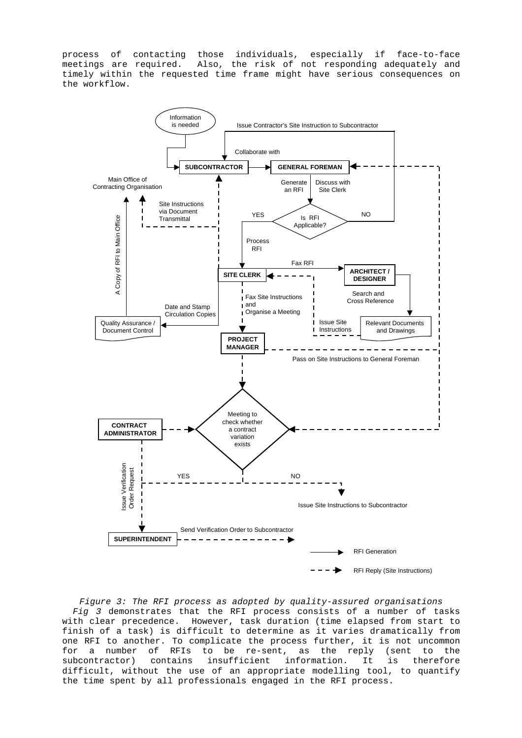process of contacting those individuals, especially if face-to-face meetings are required. Also, the risk of not responding adequately and timely within the requested time frame might have serious consequences on the workflow.

*Figure 3: The RFI process as adopted by quality-assured organisations*

*Fig 3* demonstrates that the RFI process consists of a number of tasks with clear precedence. However, task duration (time elapsed from start to finish of a task) is difficult to determine as it varies dramatically from one RFI to another. To complicate the process further, it is not uncommon for a number of RFIs to be re-sent, as the reply (sent to the subcontractor) contains insufficient information. It is therefore difficult, without the use of an appropriate modelling tool, to quantify the time spent by all professionals engaged in the RFI process.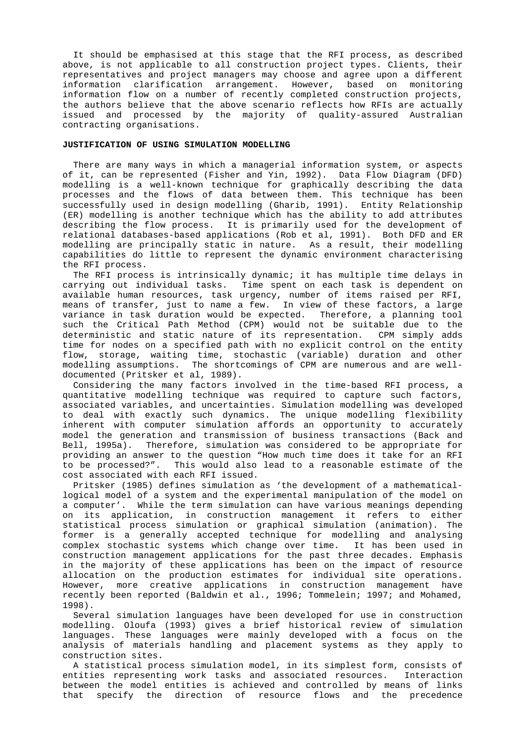It should be emphasised at this stage that the RFI process, as described above, is not applicable to all construction project types. Clients, their representatives and project managers may choose and agree upon a different information clarification arrangement. However, based on monitoring information flow on a number of recently completed construction projects, the authors believe that the above scenario reflects how RFIs are actually issued and processed by the majority of quality-assured Australian contracting organisations.

## JUSTIFICATION OF USING SIMULATION MODELLING

There are many ways in which a managerial information system, or aspects of it, can be represented (Fisher and Yin, 1992). Data Flow Diagram (DFD) modelling is a well-known technique for graphically describing the data processes and the flows of data between them. This technique has been successfully used in design modelling (Gharib, 1991). Entity Relationship (ER) modelling is another technique which has the ability to add attributes describing the flow process. It is primarily used for the development of relational databases-based applications (Rob et al, 1991). Both DFD and ER modelling are principally static in nature. As a result, their modelling capabilities do little to represent the dynamic environment characterising the RFI process.

The RFI process is intrinsically dynamic; it has multiple time delays in carrying out individual tasks. Time spent on each task is dependent on available human resources, task urgency, number of items raised per RFI, means of transfer, just to name a few. In view of these factors, a large variance in task duration would be expected. Therefore, a planning tool such the Critical Path Method (CPM) would not be suitable due to the deterministic and static nature of its representation. CPM simply adds time for nodes on a specified path with no explicit control on the entity flow, storage, waiting time, stochastic (variable) duration and other modelling assumptions. The shortcomings of CPM are numerous and are well-documented (Pritsker et al, 1989).

Considering the many factors involved in the time-based RFI process, a quantitative modelling technique was required to capture such factors, associated variables, and uncertainties. Simulation modelling was developed to deal with exactly such dynamics. The unique modelling flexibility inherent with computer simulation affords an opportunity to accurately model the generation and transmission of business transactions (Back and Bell, 1995a). Therefore, simulation was considered to be appropriate for providing an answer to the question "How much time does it take for an RFI to be processed?". This would also lead to a reasonable estimate of the cost associated with each RFI issued.

Pritsker (1985) defines simulation as 'the development of a mathematical-logical model of a system and the experimental manipulation of the model on a computer'. While the term simulation can have various meanings depending on its application, in construction management it refers to either statistical process simulation or graphical simulation (animation). The former is a generally accepted technique for modelling and analysing complex stochastic systems which change over time. It has been used in construction management applications for the past three decades. Emphasis in the majority of these applications has been on the impact of resource allocation on the production estimates for individual site operations. However, more creative applications in construction management have recently been reported (Baldwin et al., 1996; Tommelein; 1997; and Mohamed, 1998).

Several simulation languages have been developed for use in construction modelling. Oloufa (1993) gives a brief historical review of simulation languages. These languages were mainly developed with a focus on the analysis of materials handling and placement systems as they apply to construction sites.

A statistical process simulation model, in its simplest form, consists of entities representing work tasks and associated resources. Interaction between the model entities is achieved and controlled by means of links that specify the direction of resource flows and the precedence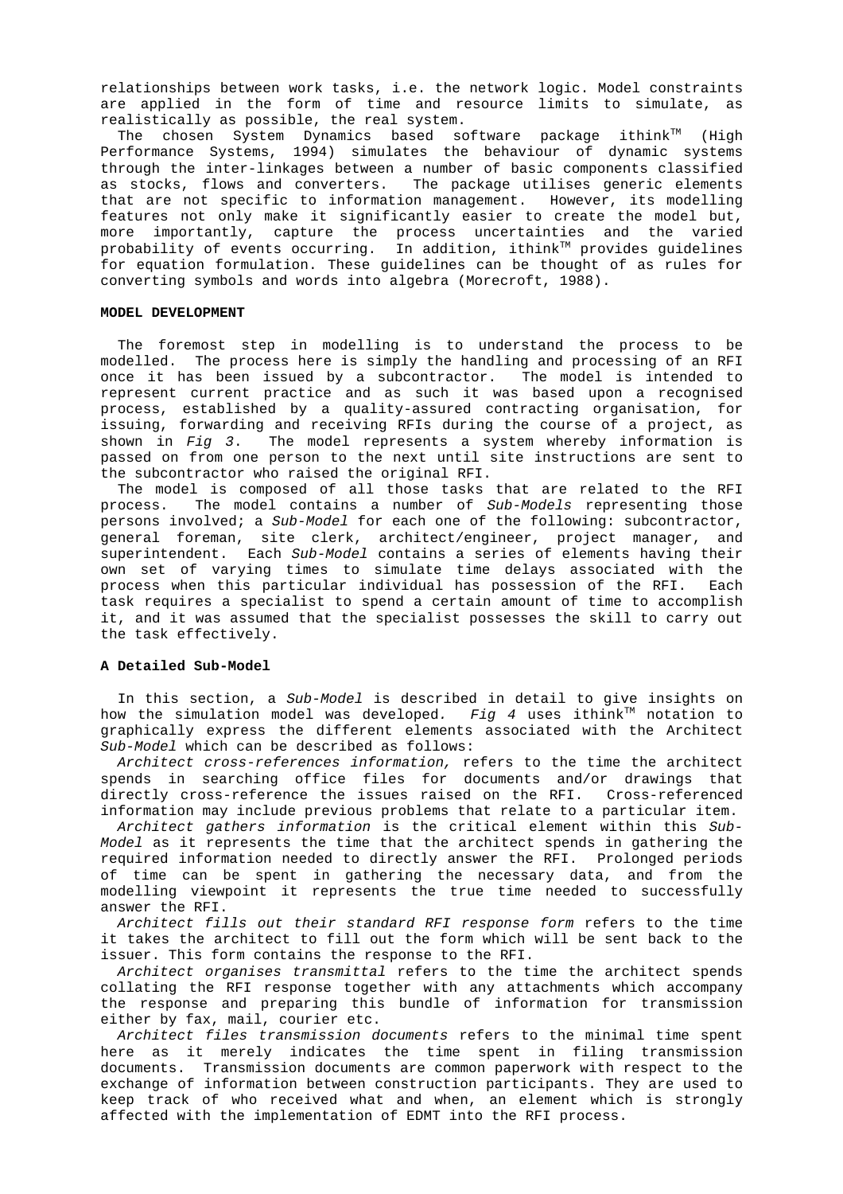relationships between work tasks, i.e. the network logic. Model constraints are applied in the form of time and resource limits to simulate, as realistically as possible, the real system.

The chosen System Dynamics based software package ithink™ (High Performance Systems, 1994) simulates the behaviour of dynamic systems through the inter-linkages between a number of basic components classified as stocks, flows and converters. The package utilises generic elements that are not specific to information management. However, its modelling features not only make it significantly easier to create the model but, more importantly, capture the process uncertainties and the varied probability of events occurring. In addition, ithink™ provides guidelines for equation formulation. These guidelines can be thought of as rules for converting symbols and words into algebra (Morecroft, 1988).

## MODEL DEVELOPMENT

The foremost step in modelling is to understand the process to be modelled. The process here is simply the handling and processing of an RFI once it has been issued by a subcontractor. The model is intended to represent current practice and as such it was based upon a recognised process, established by a quality-assured contracting organisation, for issuing, forwarding and receiving RFIs during the course of a project, as shown in *Fig 3*. The model represents a system whereby information is passed on from one person to the next until site instructions are sent to the subcontractor who raised the original RFI.

The model is composed of all those tasks that are related to the RFI process. The model contains a number of *Sub-Models* representing those persons involved; a *Sub-Model* for each one of the following: subcontractor, general foreman, site clerk, architect/engineer, project manager, and superintendent. Each *Sub-Model* contains a series of elements having their own set of varying times to simulate time delays associated with the process when this particular individual has possession of the RFI. Each task requires a specialist to spend a certain amount of time to accomplish it, and it was assumed that the specialist possesses the skill to carry out the task effectively.

### A Detailed Sub-Model

In this section, a *Sub-Model* is described in detail to give insights on how the simulation model was developed. *Fig 4* uses ithink™ notation to graphically express the different elements associated with the Architect *Sub-Model* which can be described as follows:

*Architect cross-references information,* refers to the time the architect spends in searching office files for documents and/or drawings that directly cross-reference the issues raised on the RFI. Cross-referenced information may include previous problems that relate to a particular item.

*Architect gathers information* is the critical element within this *Sub-Model* as it represents the time that the architect spends in gathering the required information needed to directly answer the RFI. Prolonged periods of time can be spent in gathering the necessary data, and from the modelling viewpoint it represents the true time needed to successfully answer the RFI.

*Architect fills out their standard RFI response form* refers to the time it takes the architect to fill out the form which will be sent back to the issuer. This form contains the response to the RFI.

*Architect organises transmittal* refers to the time the architect spends collating the RFI response together with any attachments which accompany the response and preparing this bundle of information for transmission either by fax, mail, courier etc.

*Architect files transmission documents* refers to the minimal time spent here as it merely indicates the time spent in filing transmission documents. Transmission documents are common paperwork with respect to the exchange of information between construction participants. They are used to keep track of who received what and when, an element which is strongly affected with the implementation of EDMT into the RFI process.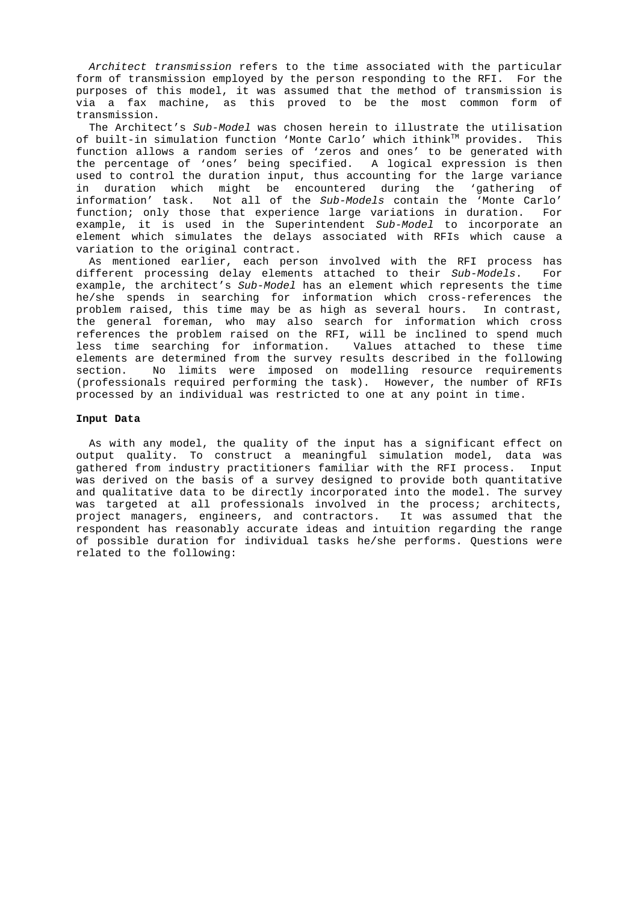*Architect transmission* refers to the time associated with the particular form of transmission employed by the person responding to the RFI. For the purposes of this model, it was assumed that the method of transmission is via a fax machine, as this proved to be the most common form of transmission.

The Architect's *Sub-Model* was chosen herein to illustrate the utilisation of built-in simulation function 'Monte Carlo' which ithink™ provides. This function allows a random series of 'zeros and ones' to be generated with the percentage of 'ones' being specified. A logical expression is then used to control the duration input, thus accounting for the large variance in duration which might be encountered during the 'gathering of information' task. Not all of the *Sub-Models* contain the 'Monte Carlo' function; only those that experience large variations in duration. For example, it is used in the Superintendent *Sub-Model* to incorporate an element which simulates the delays associated with RFIs which cause a variation to the original contract.

As mentioned earlier, each person involved with the RFI process has different processing delay elements attached to their *Sub-Models*. For example, the architect's *Sub-Model* has an element which represents the time he/she spends in searching for information which cross-references the problem raised, this time may be as high as several hours. In contrast, the general foreman, who may also search for information which cross references the problem raised on the RFI, will be inclined to spend much less time searching for information. Values attached to these time elements are determined from the survey results described in the following section. No limits were imposed on modelling resource requirements (professionals required performing the task). However, the number of RFIs processed by an individual was restricted to one at any point in time.

**Input Data**

As with any model, the quality of the input has a significant effect on output quality. To construct a meaningful simulation model, data was gathered from industry practitioners familiar with the RFI process. Input was derived on the basis of a survey designed to provide both quantitative and qualitative data to be directly incorporated into the model. The survey was targeted at all professionals involved in the process; architects, project managers, engineers, and contractors. It was assumed that the respondent has reasonably accurate ideas and intuition regarding the range of possible duration for individual tasks he/she performs. Questions were related to the following: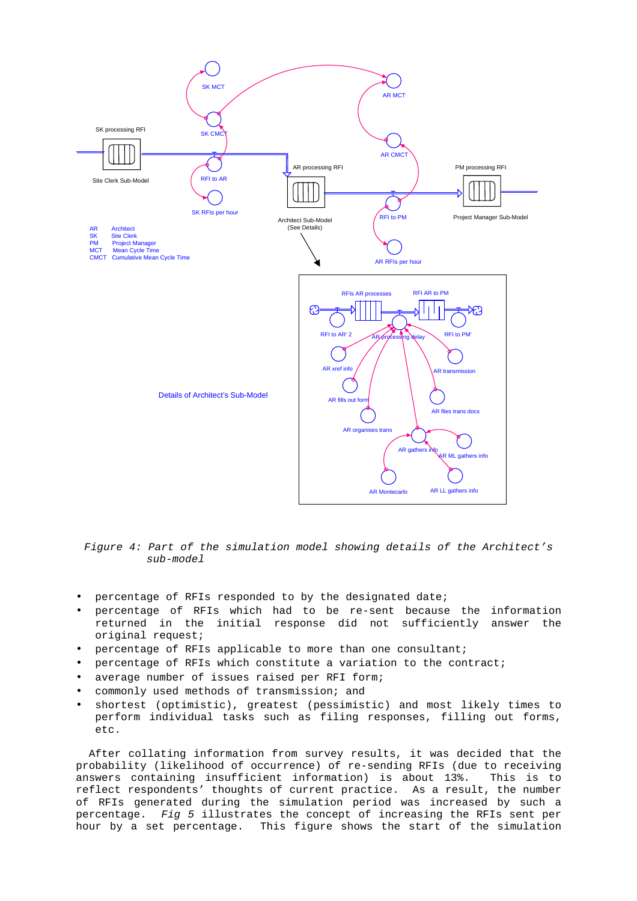*Figure 4: Part of the simulation model showing details of the Architect's sub-model*

- percentage of RFIs responded to by the designated date;
- percentage of RFIs which had to be re-sent because the information returned in the initial response did not sufficiently answer the original request;
- percentage of RFIs applicable to more than one consultant;
- percentage of RFIs which constitute a variation to the contract;
- average number of issues raised per RFI form;
- commonly used methods of transmission; and
- shortest (optimistic), greatest (pessimistic) and most likely times to perform individual tasks such as filing responses, filling out forms, etc.

After collating information from survey results, it was decided that the probability (likelihood of occurrence) of re-sending RFIs (due to receiving answers containing insufficient information) is about 13%. This is to reflect respondents' thoughts of current practice. As a result, the number of RFIs generated during the simulation period was increased by such a percentage. *Fig 5* illustrates the concept of increasing the RFIs sent per hour by a set percentage. This figure shows the start of the simulation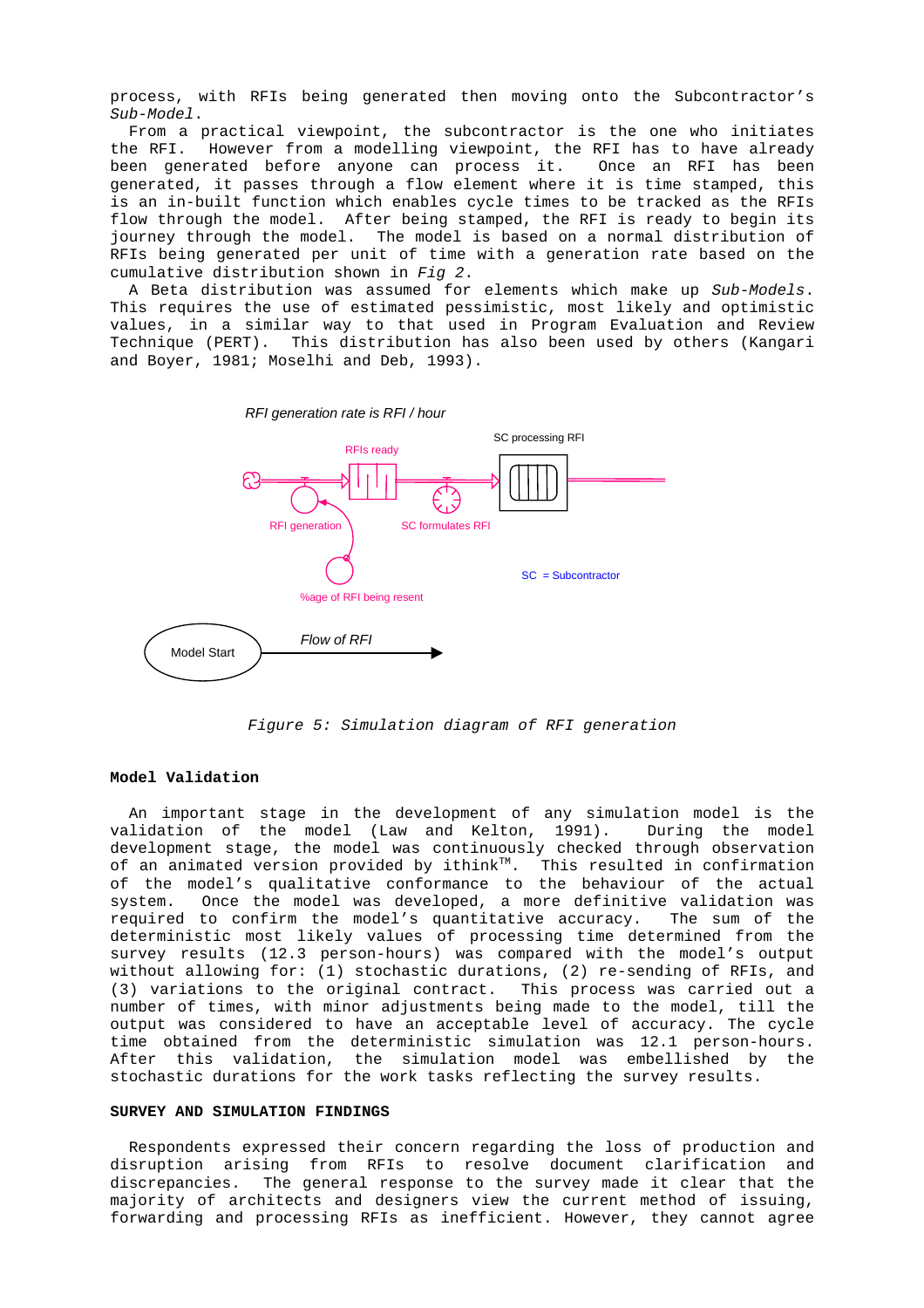process, with RFIs being generated then moving onto the Subcontractor's *Sub-Model*.

From a practical viewpoint, the subcontractor is the one who initiates the RFI. However from a modelling viewpoint, the RFI has to have already been generated before anyone can process it. Once an RFI has been generated, it passes through a flow element where it is time stamped, this is an in-built function which enables cycle times to be tracked as the RFIs flow through the model. After being stamped, the RFI is ready to begin its journey through the model. The model is based on a normal distribution of RFIs being generated per unit of time with a generation rate based on the cumulative distribution shown in *Fig 2*.

A Beta distribution was assumed for elements which make up *Sub-Models*. This requires the use of estimated pessimistic, most likely and optimistic values, in a similar way to that used in Program Evaluation and Review Technique (PERT). This distribution has also been used by others (Kangari and Boyer, 1981; Moselhi and Deb, 1993).

*RFI generation rate is RFI / hour*

RFIs ready

SC processing RFI

RFI generation

SC formulates RFI

%age of RFI being resent

SC = Subcontractor

Model Start

*Flow of RFI*

*Figure 5: Simulation diagram of RFI generation*

## Model Validation

An important stage in the development of any simulation model is the validation of the model (Law and Kelton, 1991). During the model development stage, the model was continuously checked through observation of an animated version provided by ithink™. This resulted in confirmation of the model's qualitative conformance to the behaviour of the actual system. Once the model was developed, a more definitive validation was required to confirm the model's quantitative accuracy. The sum of the deterministic most likely values of processing time determined from the survey results (12.3 person-hours) was compared with the model's output without allowing for: (1) stochastic durations, (2) re-sending of RFIs, and (3) variations to the original contract. This process was carried out a number of times, with minor adjustments being made to the model, till the output was considered to have an acceptable level of accuracy. The cycle time obtained from the deterministic simulation was 12.1 person-hours. After this validation, the simulation model was embellished by the stochastic durations for the work tasks reflecting the survey results.

## SURVEY AND SIMULATION FINDINGS

Respondents expressed their concern regarding the loss of production and disruption arising from RFIs to resolve document clarification and discrepancies. The general response to the survey made it clear that the majority of architects and designers view the current method of issuing, forwarding and processing RFIs as inefficient. However, they cannot agree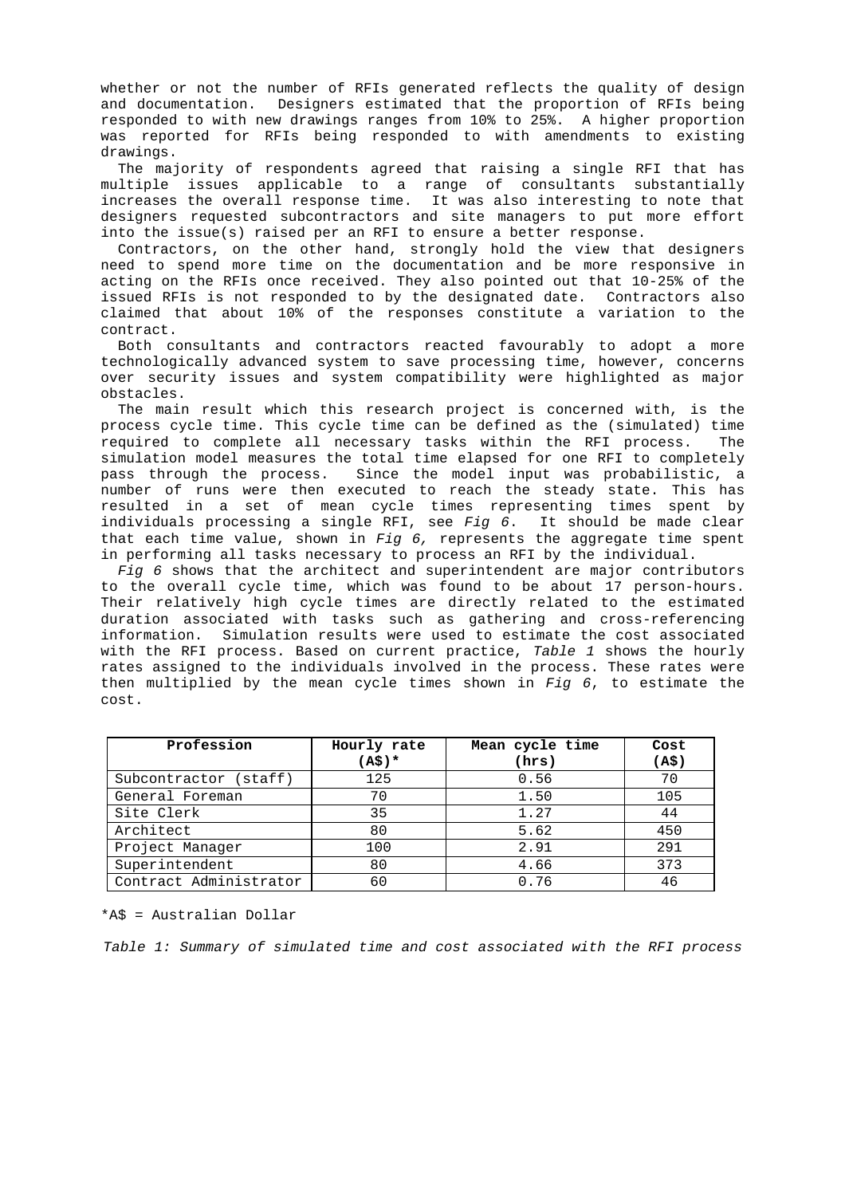whether or not the number of RFIs generated reflects the quality of design and documentation. Designers estimated that the proportion of RFIs being responded to with new drawings ranges from 10% to 25%. A higher proportion was reported for RFIs being responded to with amendments to existing drawings.

The majority of respondents agreed that raising a single RFI that has multiple issues applicable to a range of consultants substantially increases the overall response time. It was also interesting to note that designers requested subcontractors and site managers to put more effort into the issue(s) raised per an RFI to ensure a better response.

Contractors, on the other hand, strongly hold the view that designers need to spend more time on the documentation and be more responsive in acting on the RFIs once received. They also pointed out that 10-25% of the issued RFIs is not responded to by the designated date. Contractors also claimed that about 10% of the responses constitute a variation to the contract.

Both consultants and contractors reacted favourably to adopt a more technologically advanced system to save processing time, however, concerns over security issues and system compatibility were highlighted as major obstacles.

The main result which this research project is concerned with, is the process cycle time. This cycle time can be defined as the (simulated) time required to complete all necessary tasks within the RFI process. The simulation model measures the total time elapsed for one RFI to completely pass through the process. Since the model input was probabilistic, a number of runs were then executed to reach the steady state. This has resulted in a set of mean cycle times representing times spent by individuals processing a single RFI, see *Fig 6*. It should be made clear that each time value, shown in *Fig 6,* represents the aggregate time spent in performing all tasks necessary to process an RFI by the individual.

*Fig 6* shows that the architect and superintendent are major contributors to the overall cycle time, which was found to be about 17 person-hours. Their relatively high cycle times are directly related to the estimated duration associated with tasks such as gathering and cross-referencing information. Simulation results were used to estimate the cost associated with the RFI process. Based on current practice, *Table 1* shows the hourly rates assigned to the individuals involved in the process. These rates were then multiplied by the mean cycle times shown in *Fig 6*, to estimate the cost.

| Profession | Hourly rate (A$)* | Mean cycle time (hrs) | Cost (A$) |
|---|---|---|---|
| Subcontractor (staff) | 125 | 0.56 | 70 |
| General Foreman | 70 | 1.50 | 105 |
| Site Clerk | 35 | 1.27 | 44 |
| Architect | 80 | 5.62 | 450 |
| Project Manager | 100 | 2.91 | 291 |
| Superintendent | 80 | 4.66 | 373 |
| Contract Administrator | 60 | 0.76 | 46 |

*A$ = Australian Dollar

*Table 1: Summary of simulated time and cost associated with the RFI process*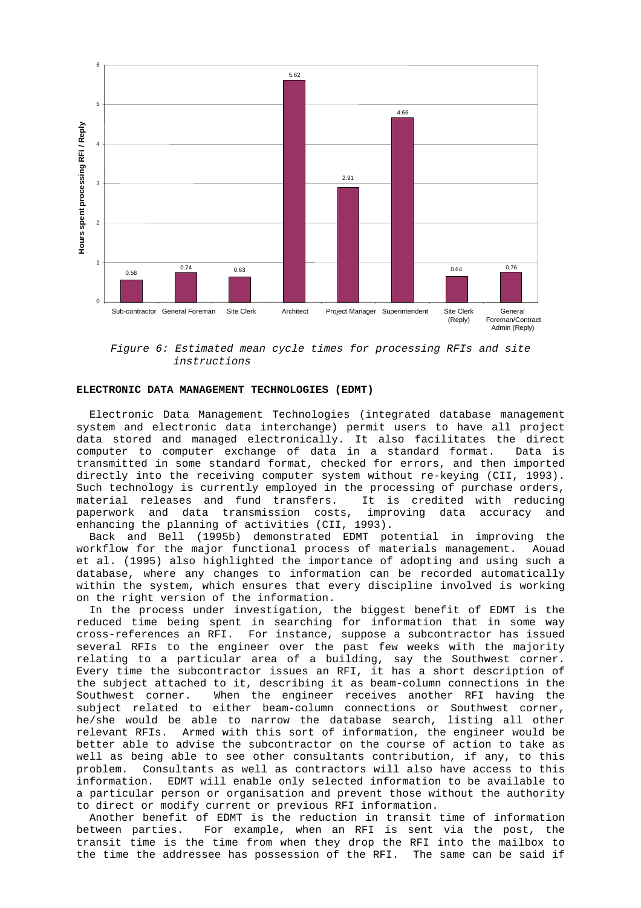*Figure 6: Estimated mean cycle times for processing RFIs and site instructions*

**ELECTRONIC DATA MANAGEMENT TECHNOLOGIES (EDMT)**

Electronic Data Management Technologies (integrated database management system and electronic data interchange) permit users to have all project data stored and managed electronically. It also facilitates the direct computer to computer exchange of data in a standard format. Data is transmitted in some standard format, checked for errors, and then imported directly into the receiving computer system without re-keying (CII, 1993). Such technology is currently employed in the processing of purchase orders, material releases and fund transfers. It is credited with reducing paperwork and data transmission costs, improving data accuracy and enhancing the planning of activities (CII, 1993).

Back and Bell (1995b) demonstrated EDMT potential in improving the workflow for the major functional process of materials management. Aouad et al. (1995) also highlighted the importance of adopting and using such a database, where any changes to information can be recorded automatically within the system, which ensures that every discipline involved is working on the right version of the information.

In the process under investigation, the biggest benefit of EDMT is the reduced time being spent in searching for information that in some way cross-references an RFI. For instance, suppose a subcontractor has issued several RFIs to the engineer over the past few weeks with the majority relating to a particular area of a building, say the Southwest corner. Every time the subcontractor issues an RFI, it has a short description of the subject attached to it, describing it as beam-column connections in the Southwest corner. When the engineer receives another RFI having the subject related to either beam-column connections or Southwest corner, he/she would be able to narrow the database search, listing all other relevant RFIs. Armed with this sort of information, the engineer would be better able to advise the subcontractor on the course of action to take as well as being able to see other consultants contribution, if any, to this problem. Consultants as well as contractors will also have access to this information. EDMT will enable only selected information to be available to a particular person or organisation and prevent those without the authority to direct or modify current or previous RFI information.

Another benefit of EDMT is the reduction in transit time of information between parties. For example, when an RFI is sent via the post, the transit time is the time from when they drop the RFI into the mailbox to the time the addressee has possession of the RFI. The same can be said if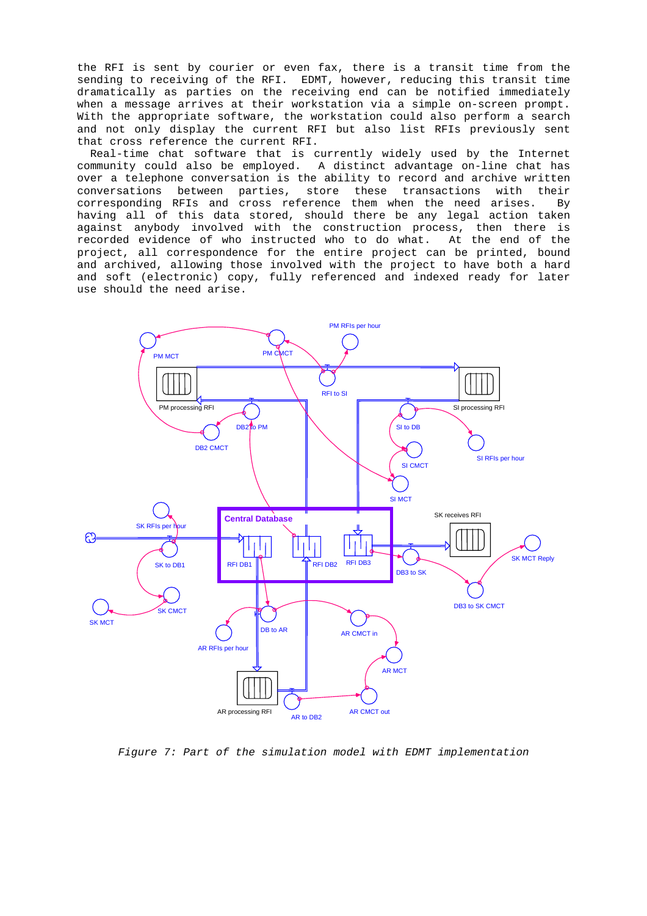the RFI is sent by courier or even fax, there is a transit time from the sending to receiving of the RFI. EDMT, however, reducing this transit time dramatically as parties on the receiving end can be notified immediately when a message arrives at their workstation via a simple on-screen prompt. With the appropriate software, the workstation could also perform a search and not only display the current RFI but also list RFIs previously sent that cross reference the current RFI.

Real-time chat software that is currently widely used by the Internet community could also be employed. A distinct advantage on-line chat has over a telephone conversation is the ability to record and archive written conversations between parties, store these transactions with their corresponding RFIs and cross reference them when the need arises. By having all of this data stored, should there be any legal action taken against anybody involved with the construction process, then there is recorded evidence of who instructed who to do what. At the end of the project, all correspondence for the entire project can be printed, bound and archived, allowing those involved with the project to have both a hard and soft (electronic) copy, fully referenced and indexed ready for later use should the need arise.

*Figure 7: Part of the simulation model with EDMT implementation*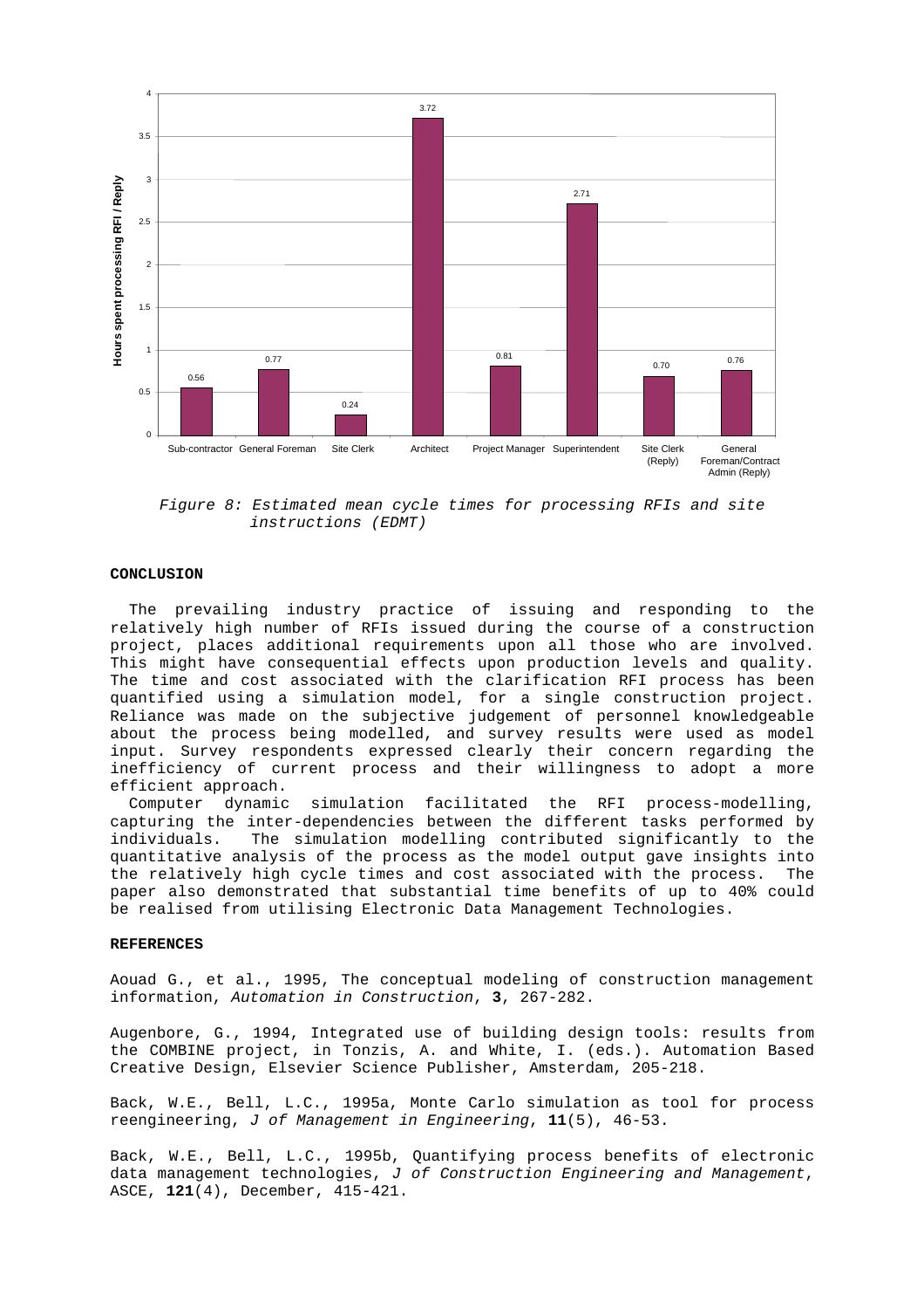Figure 8: Estimated mean cycle times for processing RFIs and site instructions (EDMT)

## CONCLUSION

The prevailing industry practice of issuing and responding to the relatively high number of RFIs issued during the course of a construction project, places additional requirements upon all those who are involved. This might have consequential effects upon production levels and quality. The time and cost associated with the clarification RFI process has been quantified using a simulation model, for a single construction project. Reliance was made on the subjective judgement of personnel knowledgeable about the process being modelled, and survey results were used as model input. Survey respondents expressed clearly their concern regarding the inefficiency of current process and their willingness to adopt a more efficient approach.

Computer dynamic simulation facilitated the RFI process-modelling, capturing the inter-dependencies between the different tasks performed by individuals. The simulation modelling contributed significantly to the quantitative analysis of the process as the model output gave insights into the relatively high cycle times and cost associated with the process. The paper also demonstrated that substantial time benefits of up to 40% could be realised from utilising Electronic Data Management Technologies.

## REFERENCES

Aouad G., et al., 1995, The conceptual modeling of construction management information, *Automation in Construction*, **3**, 267-282.

Augenbore, G., 1994, Integrated use of building design tools: results from the COMBINE project, in Tonzis, A. and White, I. (eds.). Automation Based Creative Design, Elsevier Science Publisher, Amsterdam, 205-218.

Back, W.E., Bell, L.C., 1995a, Monte Carlo simulation as tool for process reengineering, *J of Management in Engineering*, **11**(5), 46-53.

Back, W.E., Bell, L.C., 1995b, Quantifying process benefits of electronic data management technologies, *J of Construction Engineering and Management*, ASCE, **121**(4), December, 415-421.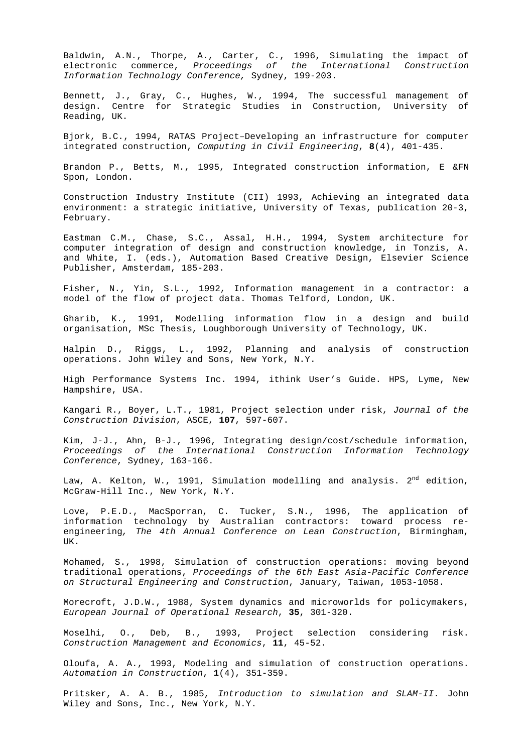Baldwin, A.N., Thorpe, A., Carter, C., 1996, Simulating the impact of electronic commerce, *Proceedings of the International Construction Information Technology Conference,* Sydney, 199-203.

Bennett, J., Gray, C., Hughes, W., 1994, The successful management of design. Centre for Strategic Studies in Construction, University of Reading, UK.

Bjork, B.C., 1994, RATAS Project–Developing an infrastructure for computer integrated construction, *Computing in Civil Engineering*, **8**(4), 401-435.

Brandon P., Betts, M., 1995, Integrated construction information, E &FN Spon, London.

Construction Industry Institute (CII) 1993, Achieving an integrated data environment: a strategic initiative, University of Texas, publication 20-3, February.

Eastman C.M., Chase, S.C., Assal, H.H., 1994, System architecture for computer integration of design and construction knowledge, in Tonzis, A. and White, I. (eds.), Automation Based Creative Design, Elsevier Science Publisher, Amsterdam, 185-203.

Fisher, N., Yin, S.L., 1992, Information management in a contractor: a model of the flow of project data. Thomas Telford, London, UK.

Gharib, K., 1991, Modelling information flow in a design and build organisation, MSc Thesis, Loughborough University of Technology, UK.

Halpin D., Riggs, L., 1992, Planning and analysis of construction operations. John Wiley and Sons, New York, N.Y.

High Performance Systems Inc. 1994, ithink User's Guide. HPS, Lyme, New Hampshire, USA.

Kangari R., Boyer, L.T., 1981, Project selection under risk, *Journal of the Construction Division*, ASCE, **107**, 597-607.

Kim, J-J., Ahn, B-J., 1996, Integrating design/cost/schedule information, *Proceedings of the International Construction Information Technology Conference*, Sydney, 163-166.

Law, A. Kelton, W., 1991, Simulation modelling and analysis. 2nd edition, McGraw-Hill Inc., New York, N.Y.

Love, P.E.D., MacSporran, C. Tucker, S.N., 1996, The application of information technology by Australian contractors: toward process re-engineering*, The 4th Annual Conference on Lean Construction*, Birmingham, UK.

Mohamed, S., 1998, Simulation of construction operations: moving beyond traditional operations, *Proceedings of the 6th East Asia-Pacific Conference on Structural Engineering and Construction*, January, Taiwan, 1053-1058.

Morecroft, J.D.W., 1988, System dynamics and microworlds for policymakers, *European Journal of Operational Research*, **35**, 301-320.

Moselhi, O., Deb, B., 1993, Project selection considering risk. *Construction Management and Economics*, **11**, 45-52.

Oloufa, A. A., 1993, Modeling and simulation of construction operations. *Automation in Construction*, **1**(4), 351-359.

Pritsker, A. A. B., 1985, *Introduction to simulation and SLAM-II*. John Wiley and Sons, Inc., New York, N.Y.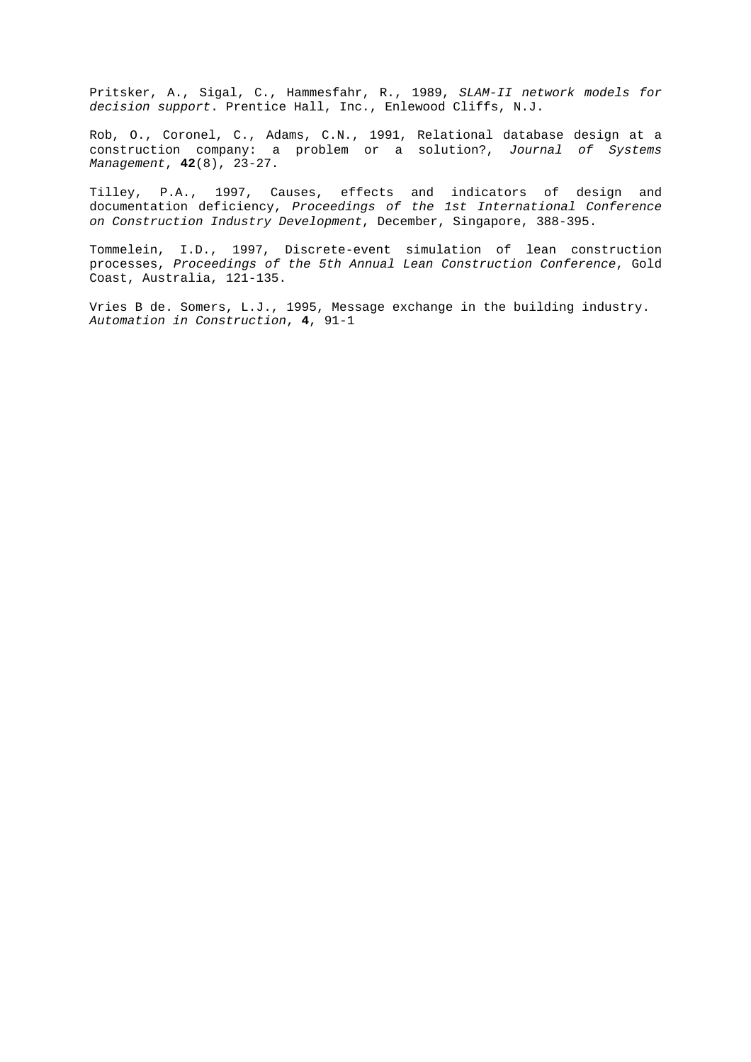Pritsker, A., Sigal, C., Hammesfahr, R., 1989, *SLAM-II network models for decision support*. Prentice Hall, Inc., Enlewood Cliffs, N.J.

Rob, O., Coronel, C., Adams, C.N., 1991, Relational database design at a construction company: a problem or a solution?, *Journal of Systems Management*, **42**(8), 23-27.

Tilley, P.A., 1997, Causes, effects and indicators of design and documentation deficiency, *Proceedings of the 1st International Conference on Construction Industry Development*, December, Singapore, 388-395.

Tommelein, I.D., 1997, Discrete-event simulation of lean construction processes, *Proceedings of the 5th Annual Lean Construction Conference*, Gold Coast, Australia, 121-135.

Vries B de. Somers, L.J., 1995, Message exchange in the building industry. *Automation in Construction*, **4**, 91-1